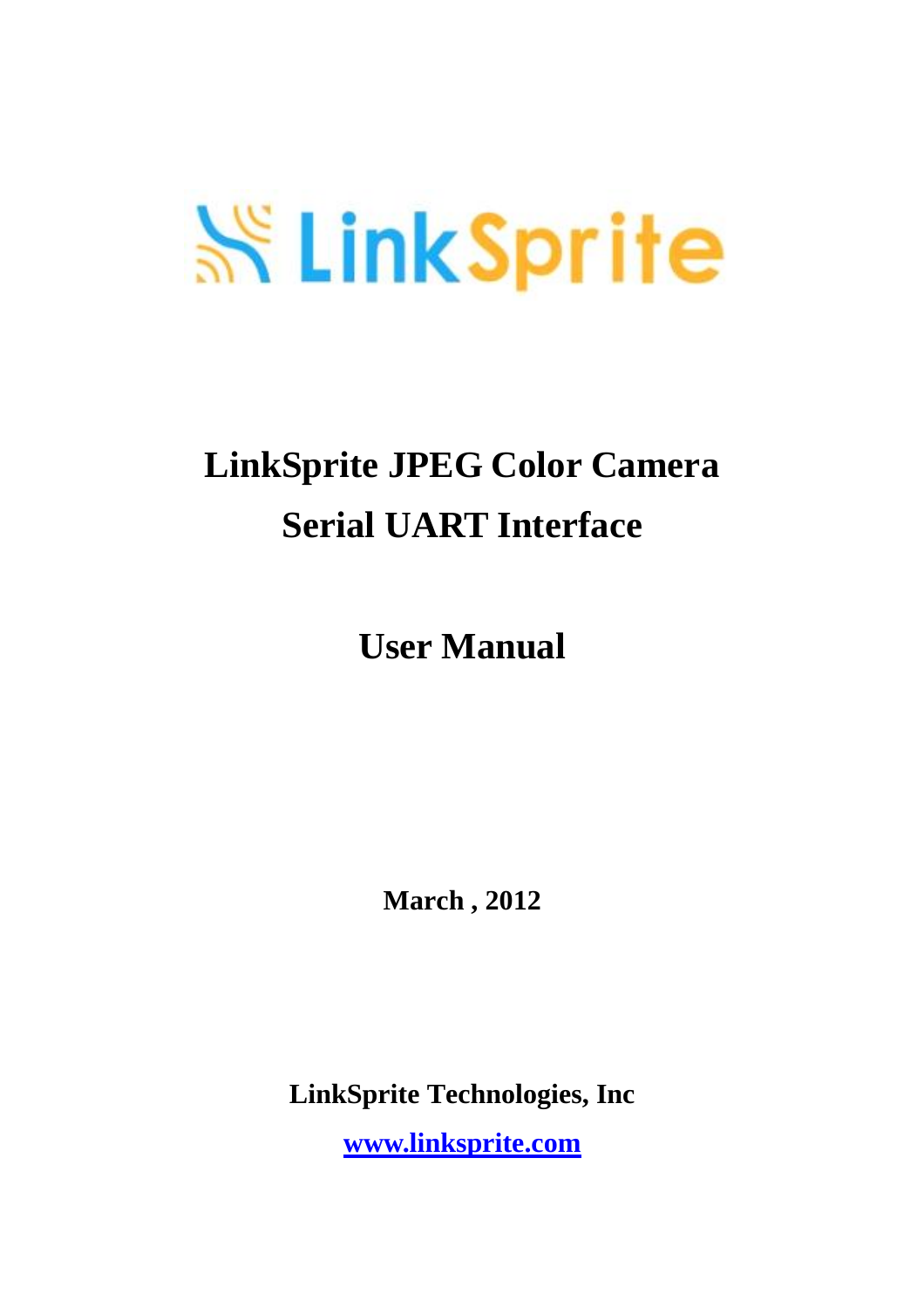LinkSprite

# LinkSprite JPEG Color Camera Serial UART Interface

# User Manual

**March , 2012**

**LinkSprite Technologies, Inc**

**www.linksprite.com**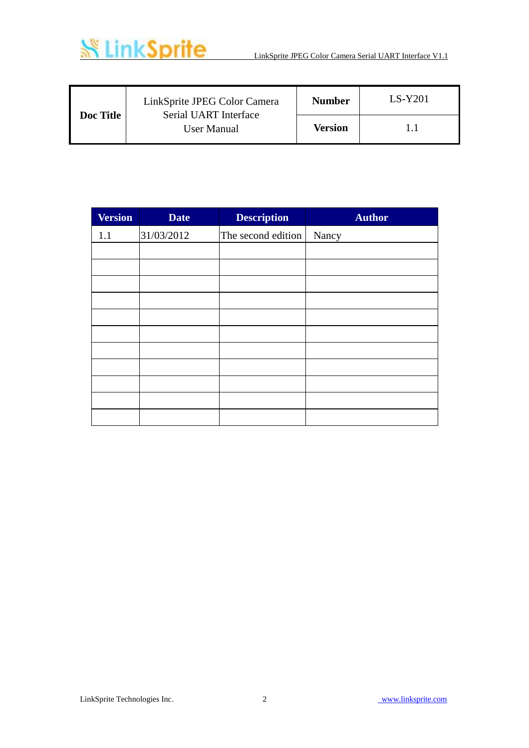| Doc Title | LinkSprite JPEG Color Camera Serial UART Interface User Manual | Number | LS-Y201 |
|---|---|---|---|
| | | Version | 1.1 |

| Version | Date | Description | Author |
|---|---|---|---|
| 1.1 | 31/03/2012 | The second edition | Nancy |
| | | | |
| | | | |
| | | | |
| | | | |
| | | | |
| | | | |
| | | | |
| | | | |
| | | | |
| | | | |
| | | | |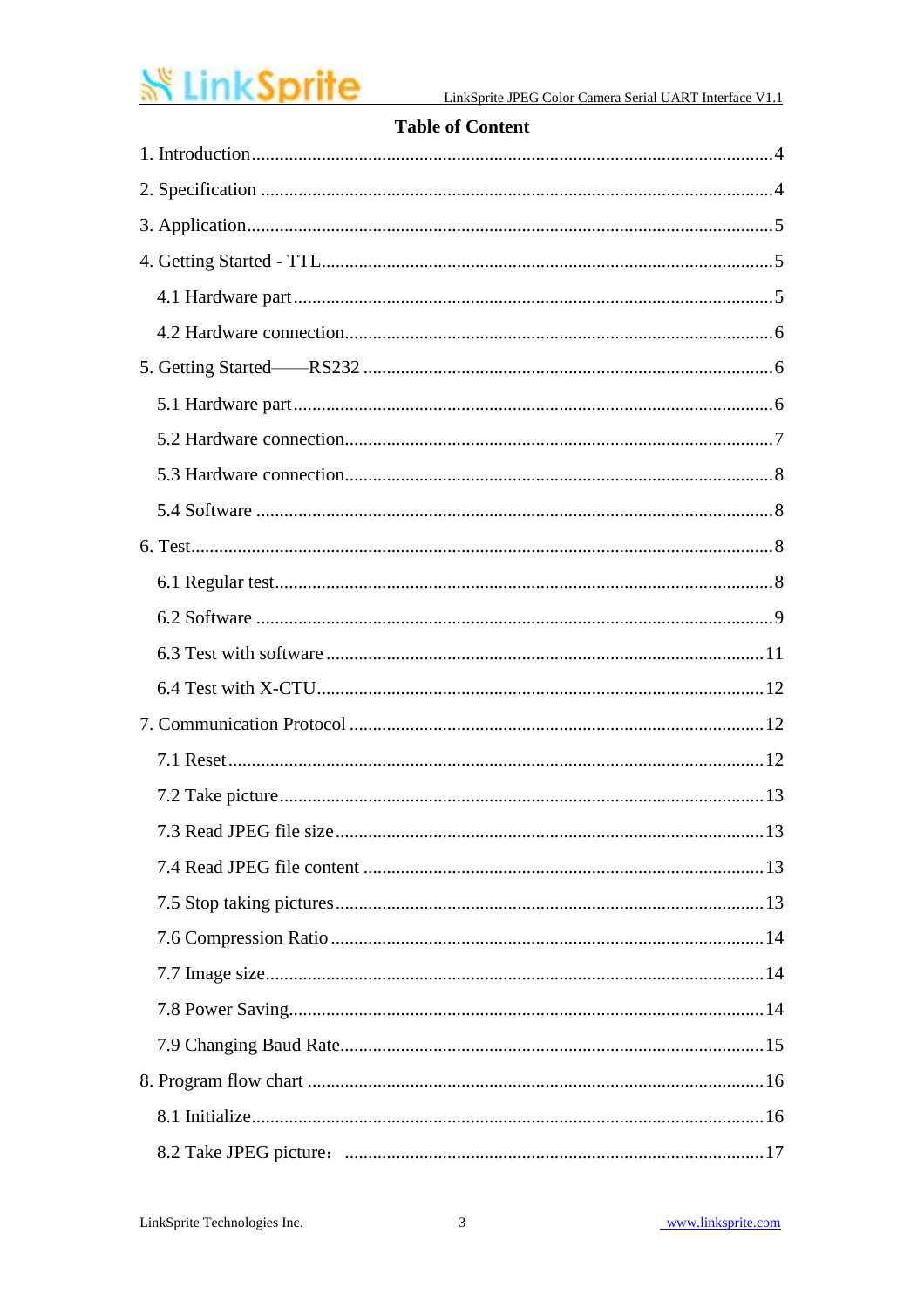# Table of Content

1. Introduction .......... 4
2. Specification .......... 4
3. Application .......... 5
4. Getting Started - TTL .......... 5
   - 4.1 Hardware part .......... 5
   - 4.2 Hardware connection .......... 6
5. Getting Started——RS232 .......... 6
   - 5.1 Hardware part .......... 6
   - 5.2 Hardware connection .......... 7
   - 5.3 Hardware connection .......... 8
   - 5.4 Software .......... 8
6. Test .......... 8
   - 6.1 Regular test .......... 8
   - 6.2 Software .......... 9
   - 6.3 Test with software .......... 11
   - 6.4 Test with X-CTU .......... 12
7. Communication Protocol .......... 12
   - 7.1 Reset .......... 12
   - 7.2 Take picture .......... 13
   - 7.3 Read JPEG file size .......... 13
   - 7.4 Read JPEG file content .......... 13
   - 7.5 Stop taking pictures .......... 13
   - 7.6 Compression Ratio .......... 14
   - 7.7 Image size .......... 14
   - 7.8 Power Saving .......... 14
   - 7.9 Changing Baud Rate .......... 15
8. Program flow chart .......... 16
   - 8.1 Initialize .......... 16
   - 8.2 Take JPEG picture： .......... 17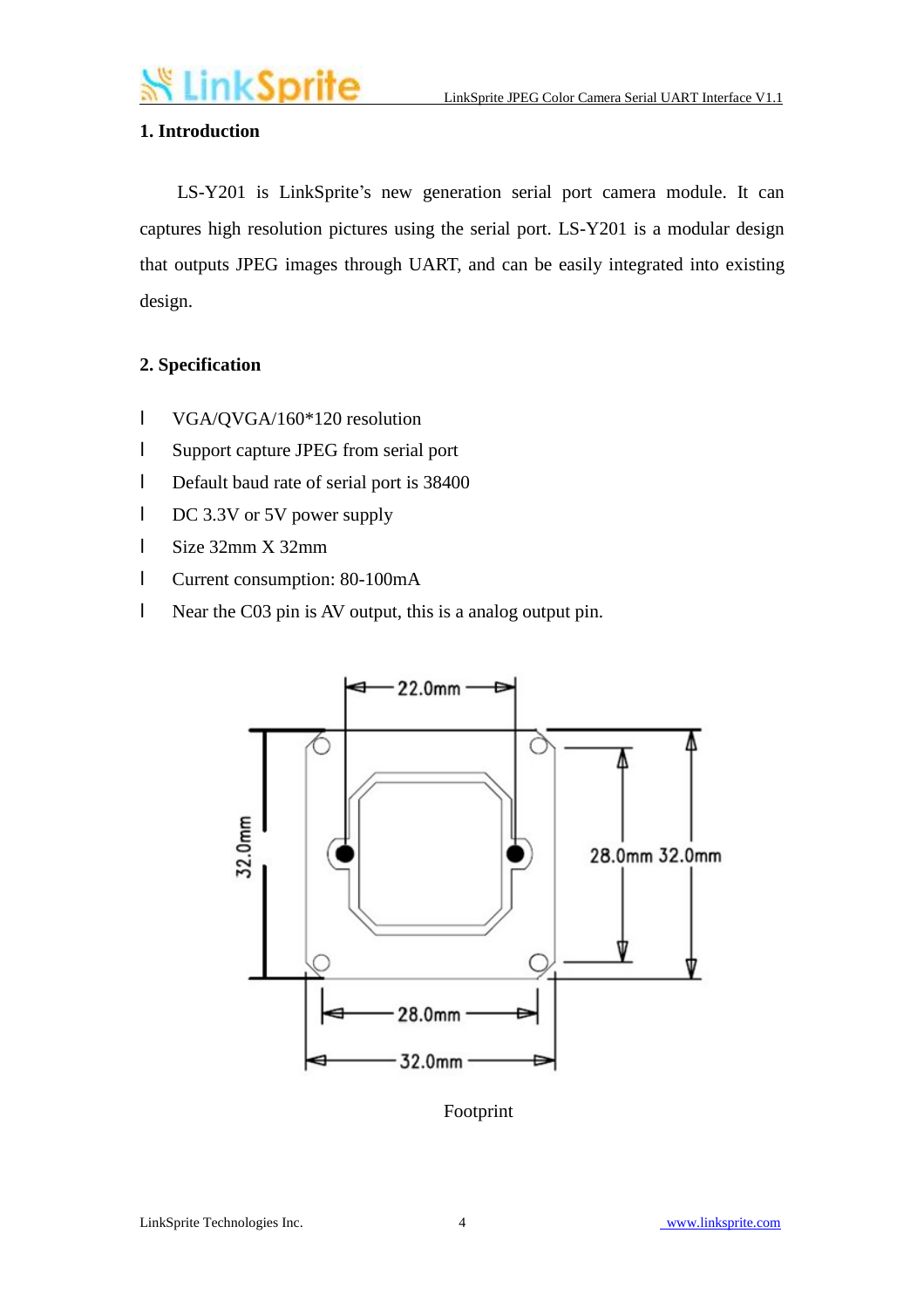## 1. Introduction

LS-Y201 is LinkSprite's new generation serial port camera module. It can captures high resolution pictures using the serial port. LS-Y201 is a modular design that outputs JPEG images through UART, and can be easily integrated into existing design.

## 2. Specification

- VGA/QVGA/160*120 resolution
- Support capture JPEG from serial port
- Default baud rate of serial port is 38400
- DC 3.3V or 5V power supply
- Size 32mm X 32mm
- Current consumption: 80-100mA
- Near the C03 pin is AV output, this is a analog output pin.

Footprint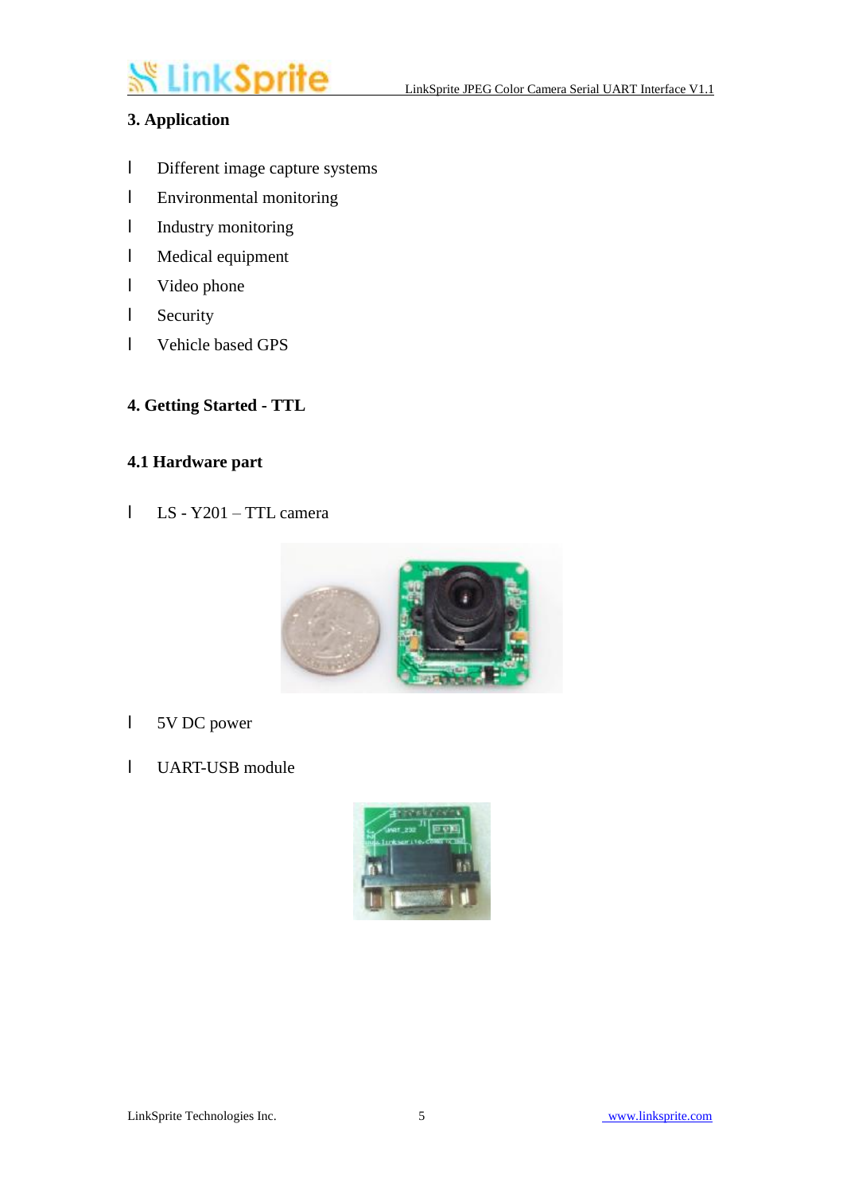## 3. Application

- Different image capture systems
- Environmental monitoring
- Industry monitoring
- Medical equipment
- Video phone
- Security
- Vehicle based GPS

## 4. Getting Started - TTL

### 4.1 Hardware part

- LS - Y201 – TTL camera

- 5V DC power

- UART-USB module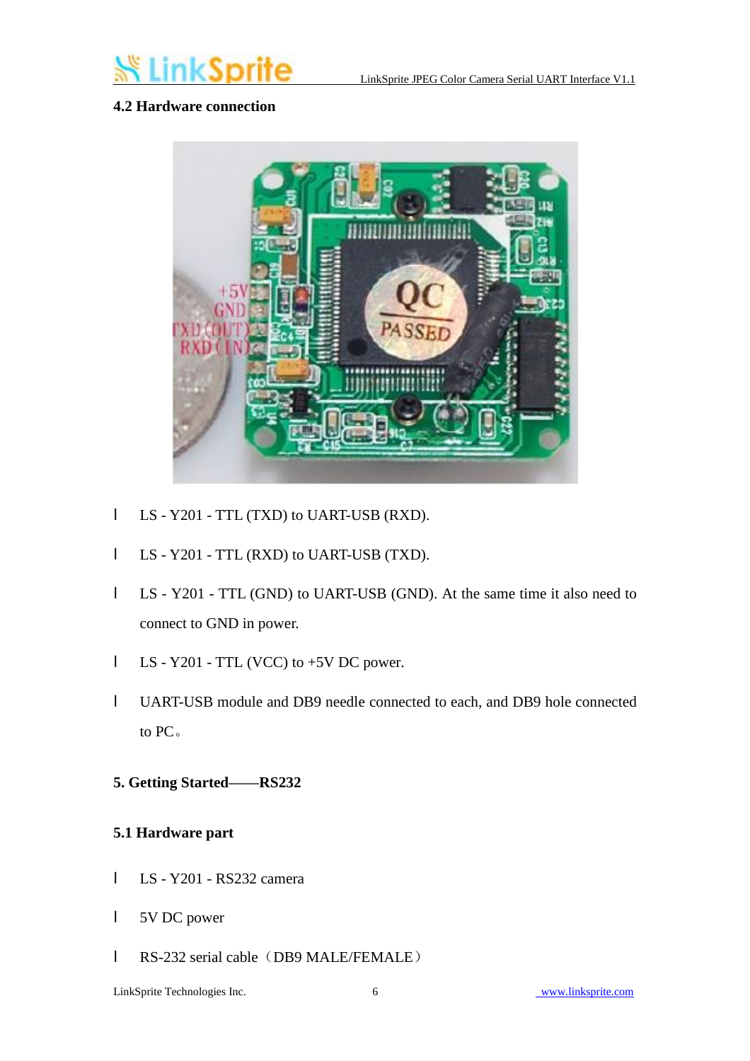### 4.2 Hardware connection

- LS - Y201 - TTL (TXD) to UART-USB (RXD).
- LS - Y201 - TTL (RXD) to UART-USB (TXD).
- LS - Y201 - TTL (GND) to UART-USB (GND). At the same time it also need to connect to GND in power.
- LS - Y201 - TTL (VCC) to +5V DC power.
- UART-USB module and DB9 needle connected to each, and DB9 hole connected to PC。

## 5. Getting Started——RS232

### 5.1 Hardware part

- LS - Y201 - RS232 camera
- 5V DC power
- RS-232 serial cable（DB9 MALE/FEMALE）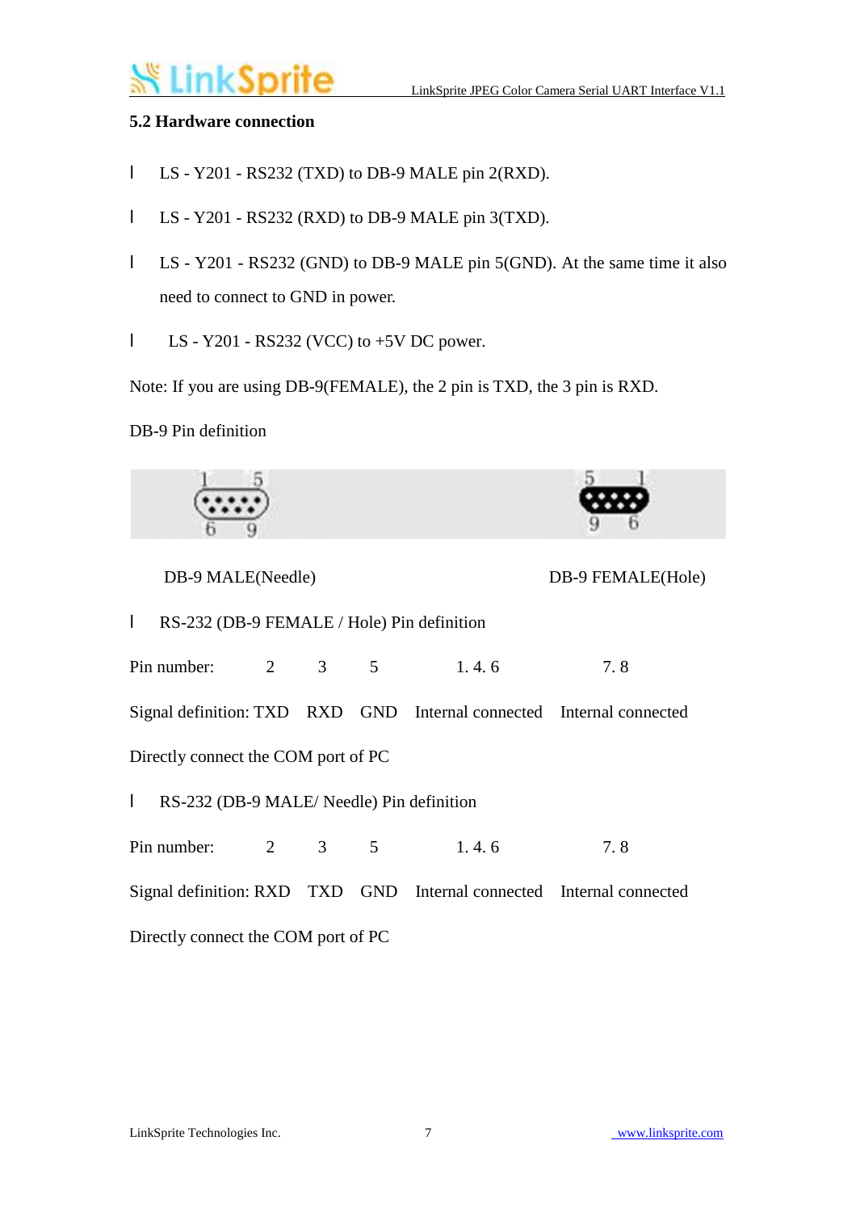### 5.2 Hardware connection

- LS - Y201 - RS232 (TXD) to DB-9 MALE pin 2(RXD).
- LS - Y201 - RS232 (RXD) to DB-9 MALE pin 3(TXD).
- LS - Y201 - RS232 (GND) to DB-9 MALE pin 5(GND). At the same time it also need to connect to GND in power.
- LS - Y201 - RS232 (VCC) to +5V DC power.

Note: If you are using DB-9(FEMALE), the 2 pin is TXD, the 3 pin is RXD.

DB-9 Pin definition

DB-9 MALE(Needle) DB-9 FEMALE(Hole)

- RS-232 (DB-9 FEMALE / Hole) Pin definition

| Pin number: | 2 | 3 | 5 | 1. 4. 6 | 7. 8 |
|---|---|---|---|---|---|
| Signal definition: | TXD | RXD | GND | Internal connected | Internal connected |

Directly connect the COM port of PC

- RS-232 (DB-9 MALE/ Needle) Pin definition

| Pin number: | 2 | 3 | 5 | 1. 4. 6 | 7. 8 |
|---|---|---|---|---|---|
| Signal definition: | RXD | TXD | GND | Internal connected | Internal connected |

Directly connect the COM port of PC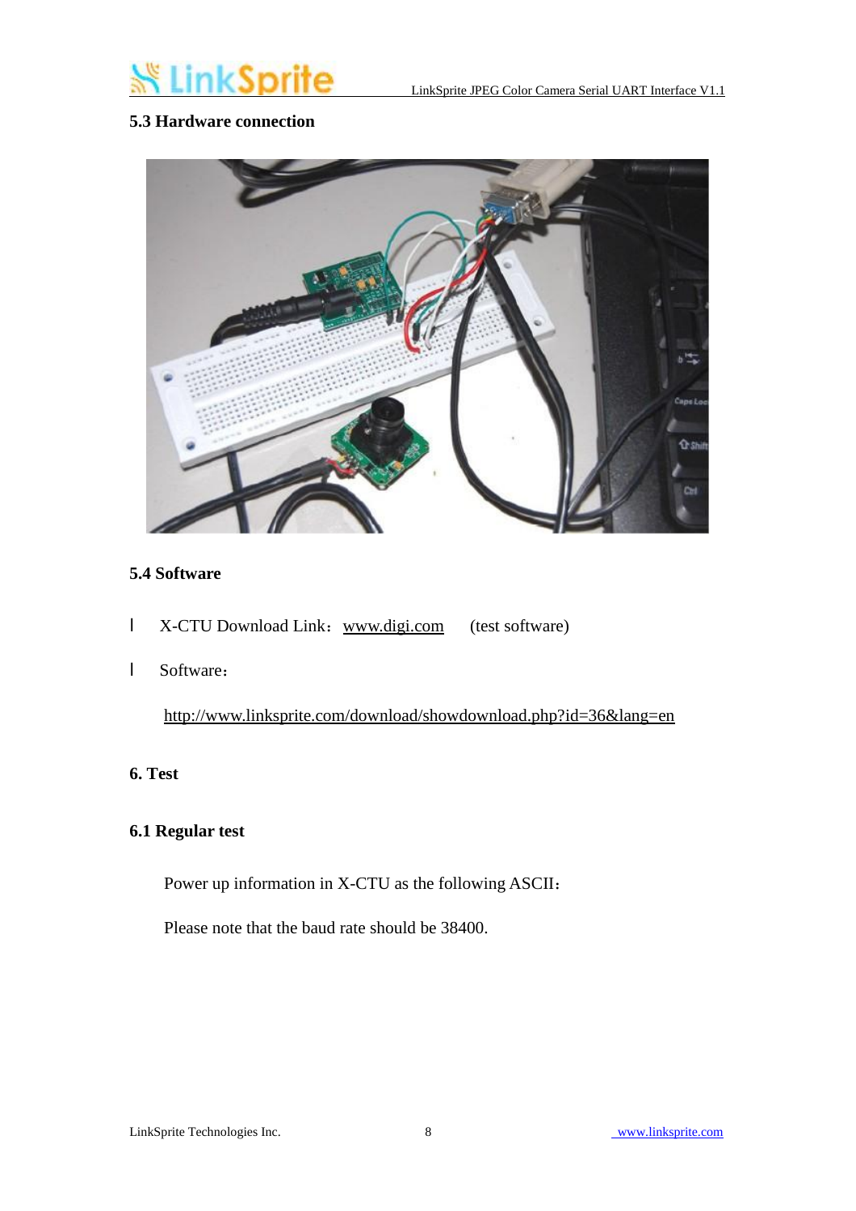## 5.3 Hardware connection

## 5.4 Software

- X-CTU Download Link：www.digi.com (test software)
- Software：

  http://www.linksprite.com/download/showdownload.php?id=36&lang=en

# 6. Test

## 6.1 Regular test

Power up information in X-CTU as the following ASCII：

Please note that the baud rate should be 38400.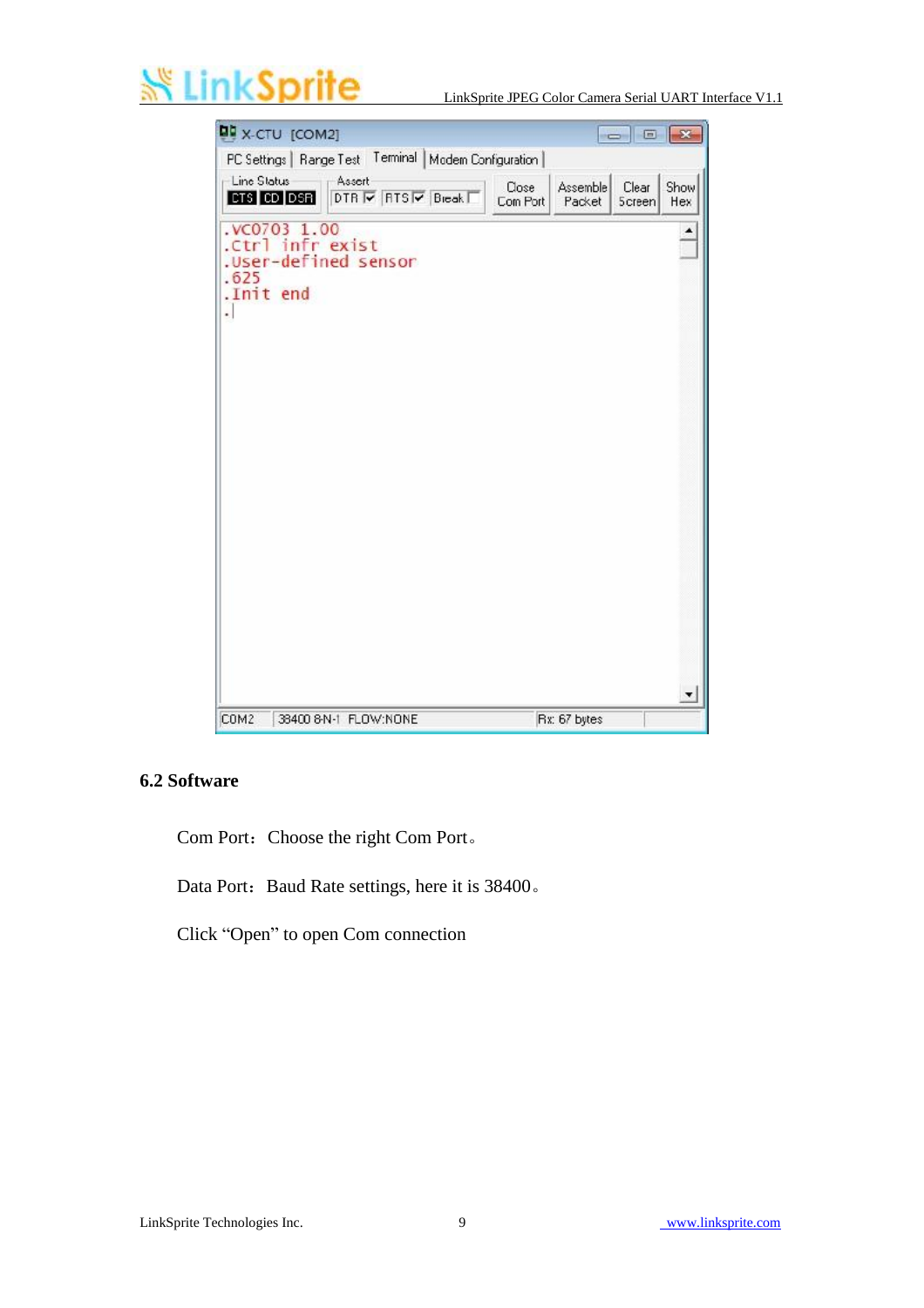## 6.2 Software

Com Port：Choose the right Com Port。

Data Port：Baud Rate settings, here it is 38400。

Click “Open” to open Com connection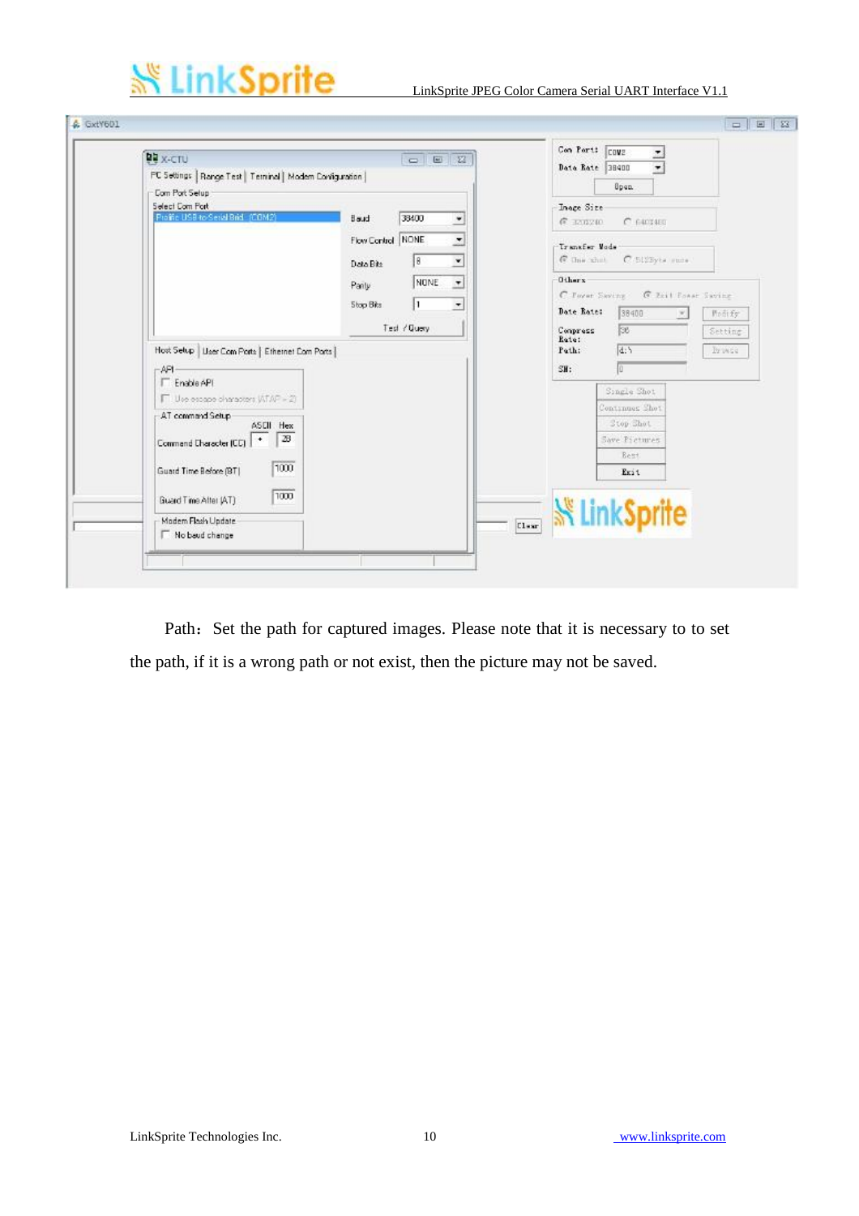Path：Set the path for captured images. Please note that it is necessary to to set the path, if it is a wrong path or not exist, then the picture may not be saved.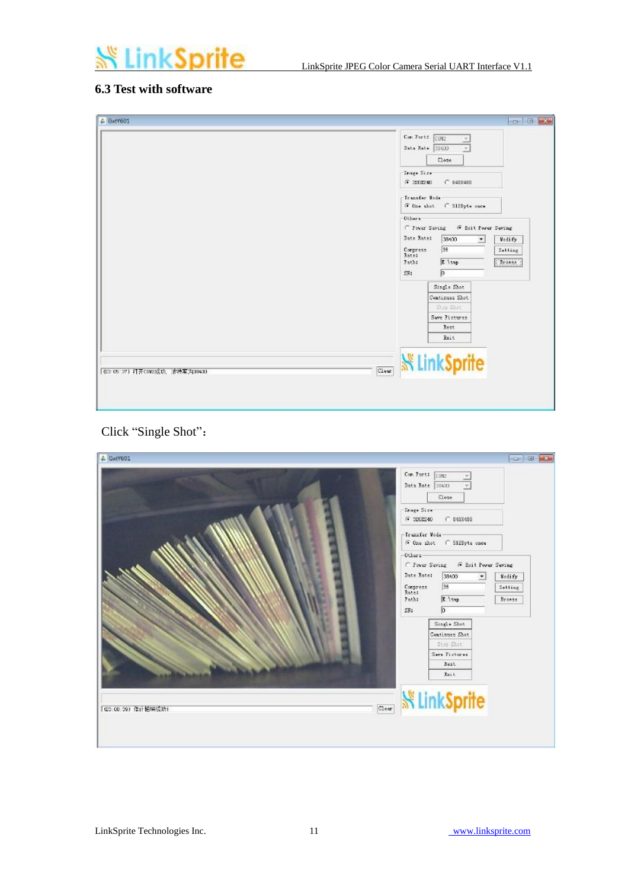### 6.3 Test with software

Click “Single Shot”: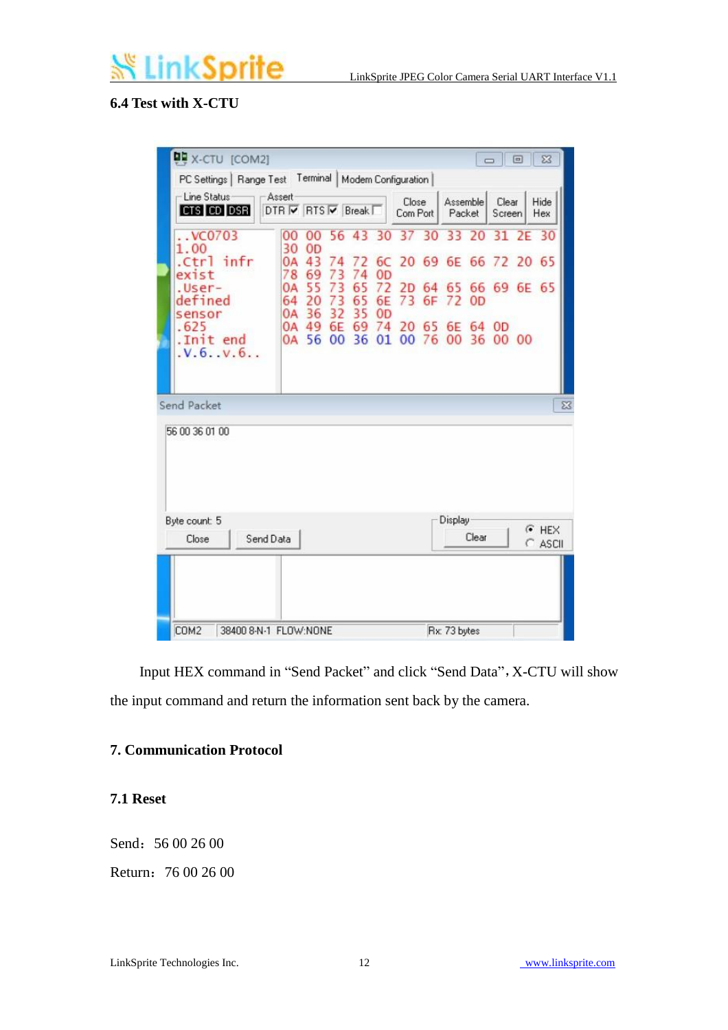### 6.4 Test with X-CTU

Input HEX command in "Send Packet" and click "Send Data", X-CTU will show the input command and return the information sent back by the camera.

## 7. Communication Protocol

### 7.1 Reset

Send：56 00 26 00

Return：76 00 26 00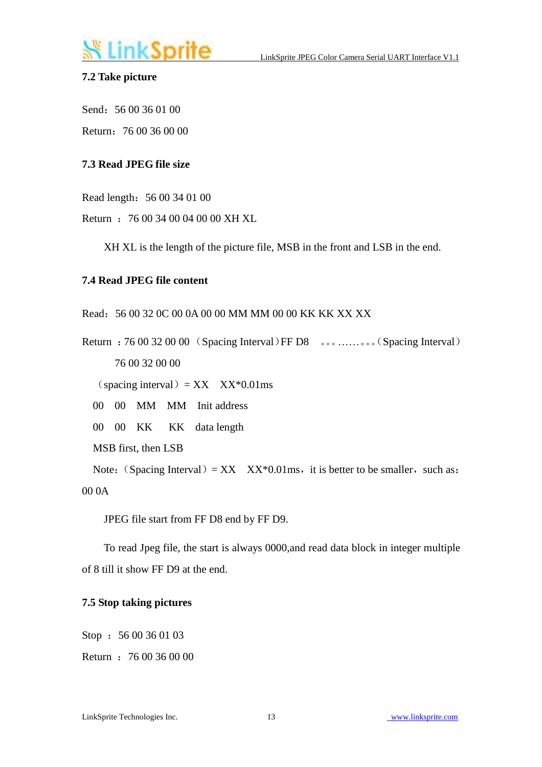### 7.2 Take picture

Send：56 00 36 01 00

Return：76 00 36 00 00

### 7.3 Read JPEG file size

Read length：56 00 34 01 00

Return ：76 00 34 00 04 00 00 XH XL

XH XL is the length of the picture file, MSB in the front and LSB in the end.

### 7.4 Read JPEG file content

Read：56 00 32 0C 00 0A 00 00 MM MM 00 00 KK KK XX XX

Return ：76 00 32 00 00 （Spacing Interval）FF D8 。。。……。。。（Spacing Interval）

76 00 32 00 00

（spacing interval）= XX XX*0.01ms

00 00 MM MM Init address

00 00 KK KK data length

MSB first, then LSB

Note:（Spacing Interval）= XX XX*0.01ms，it is better to be smaller，such as：00 0A

JPEG file start from FF D8 end by FF D9.

To read Jpeg file, the start is always 0000,and read data block in integer multiple of 8 till it show FF D9 at the end.

### 7.5 Stop taking pictures

Stop ：56 00 36 01 03

Return ：76 00 36 00 00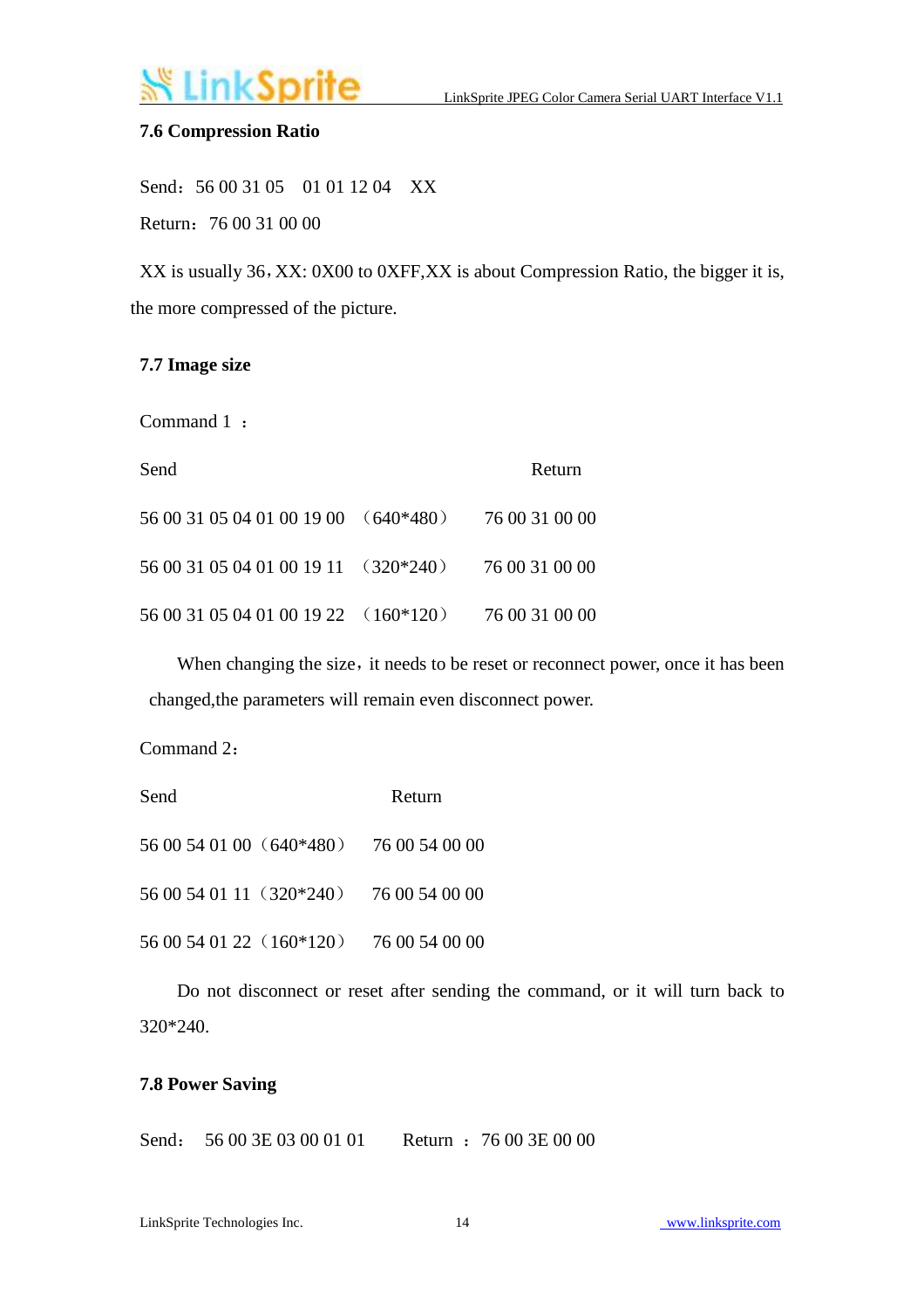### 7.6 Compression Ratio

Send：56 00 31 05　01 01 12 04　XX

Return：76 00 31 00 00

XX is usually 36，XX: 0X00 to 0XFF,XX is about Compression Ratio, the bigger it is, the more compressed of the picture.

### 7.7 Image size

Command 1 ：

| Send | | Return |
|---|---|---|
| 56 00 31 05 04 01 00 19 00 | （640*480） | 76 00 31 00 00 |
| 56 00 31 05 04 01 00 19 11 | （320*240） | 76 00 31 00 00 |
| 56 00 31 05 04 01 00 19 22 | （160*120） | 76 00 31 00 00 |

When changing the size，it needs to be reset or reconnect power, once it has been changed,the parameters will remain even disconnect power.

Command 2：

| Send | | Return |
|---|---|---|
| 56 00 54 01 00 | （640*480） | 76 00 54 00 00 |
| 56 00 54 01 11 | （320*240） | 76 00 54 00 00 |
| 56 00 54 01 22 | （160*120） | 76 00 54 00 00 |

Do not disconnect or reset after sending the command, or it will turn back to 320*240.

### 7.8 Power Saving

Send：　56 00 3E 03 00 01 01　　Return ：76 00 3E 00 00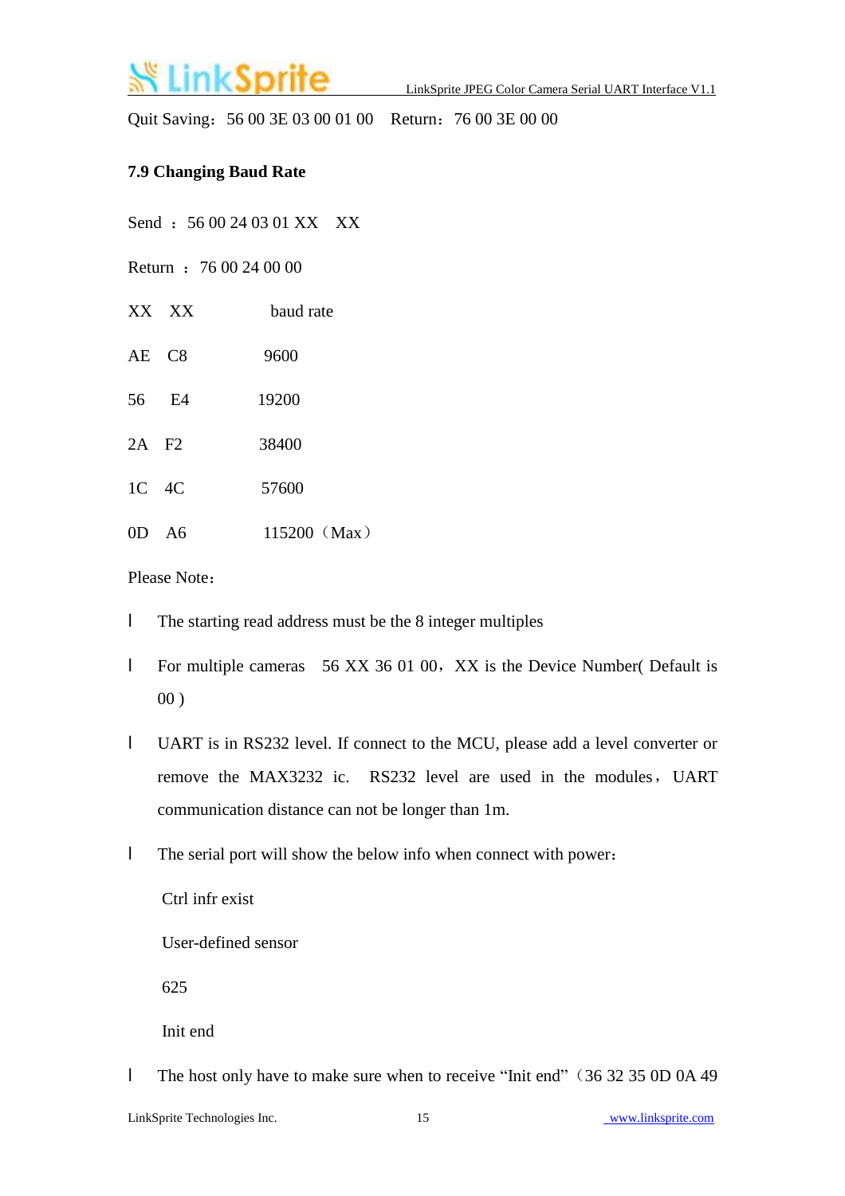Quit Saving：56 00 3E 03 00 01 00　Return：76 00 3E 00 00

### 7.9 Changing Baud Rate

Send ： 56 00 24 03 01 XX　XX

Return ： 76 00 24 00 00

| XX　XX | baud rate |
|---|---|
| AE　C8 | 9600 |
| 56　E4 | 19200 |
| 2A　F2 | 38400 |
| 1C　4C | 57600 |
| 0D　A6 | 115200（Max） |

Please Note：

- The starting read address must be the 8 integer multiples
- For multiple cameras　56 XX 36 01 00，XX is the Device Number( Default is 00 )
- UART is in RS232 level. If connect to the MCU, please add a level converter or remove the MAX3232 ic.　RS232 level are used in the modules，UART communication distance can not be longer than 1m.
- The serial port will show the below info when connect with power：

  Ctrl infr exist

  User-defined sensor

  625

  Init end

- The host only have to make sure when to receive “Init end”（36 32 35 0D 0A 49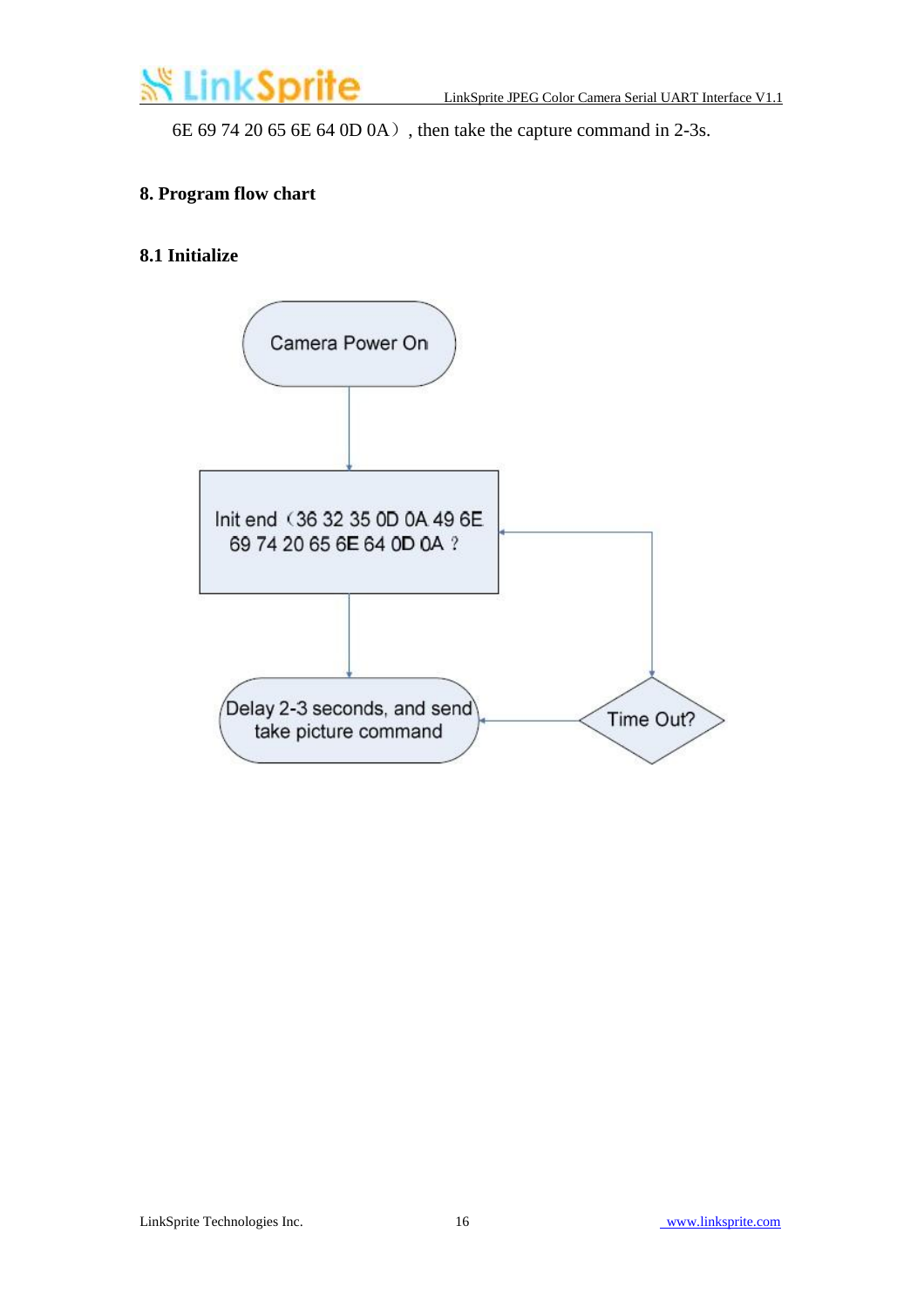6E 69 74 20 65 6E 64 0D 0A）, then take the capture command in 2-3s.

## 8. Program flow chart

### 8.1 Initialize

Camera Power On

Init end（36 32 35 0D 0A 49 6E 69 74 20 65 6E 64 0D 0A ？

Delay 2-3 seconds, and send take picture command

Time Out?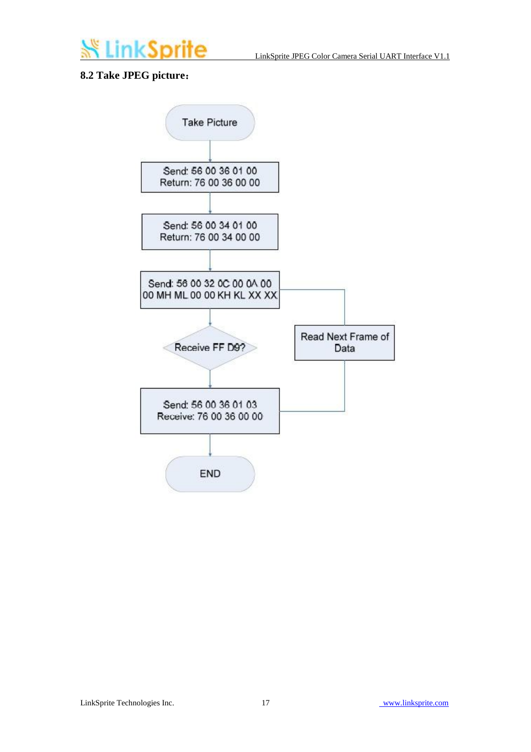## 8.2 Take JPEG picture：

Take Picture

Send: 56 00 36 01 00
Return: 76 00 36 00 00

Send: 56 00 34 01 00
Return: 76 00 34 00 00

Send: 56 00 32 0C 00 0A 00 00 MH ML 00 00 KH KL XX XX

Receive FF D9?

Read Next Frame of Data

Send: 56 00 36 01 03
Receive: 76 00 36 00 00

END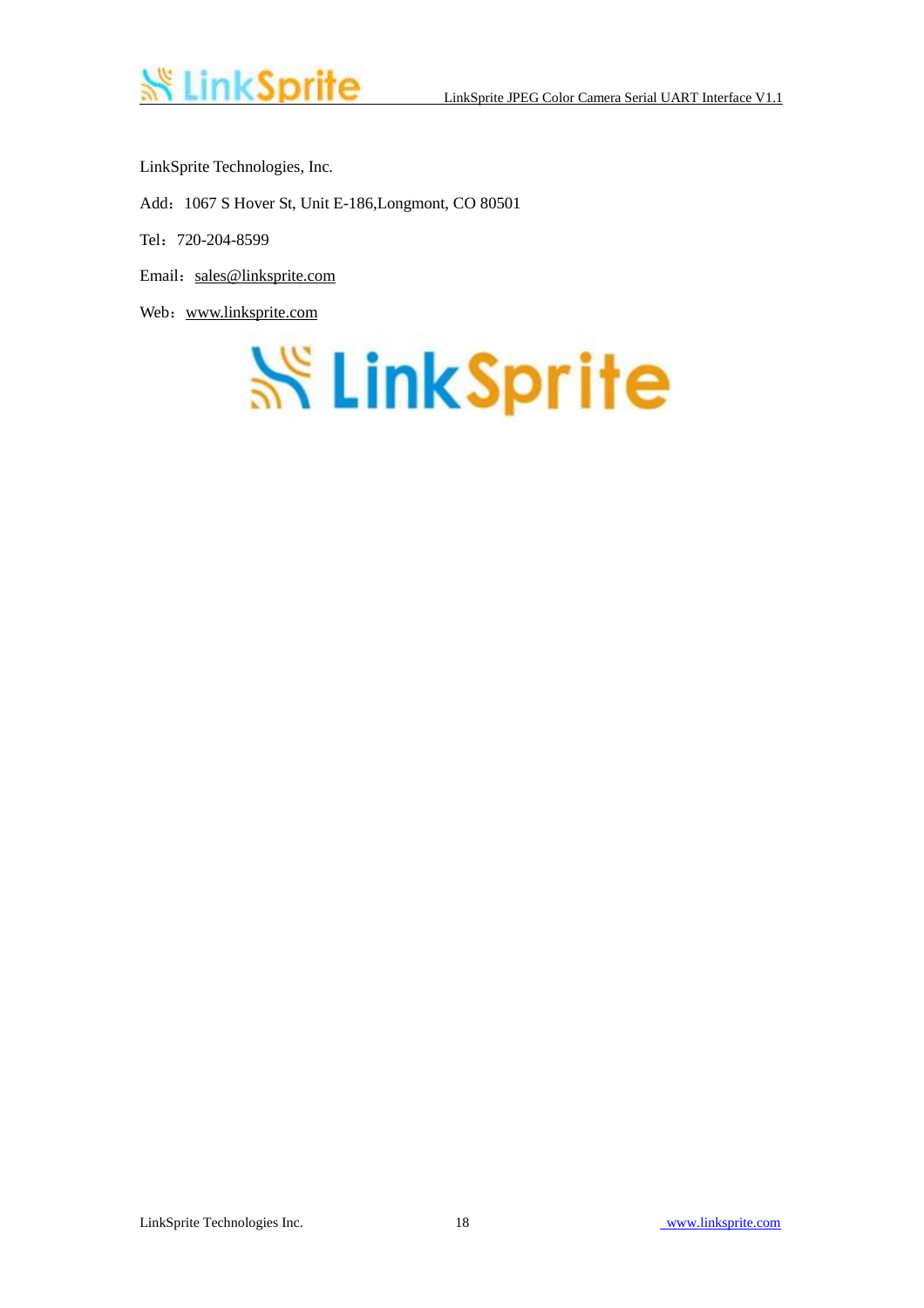LinkSprite Technologies, Inc.

Add：1067 S Hover St, Unit E-186,Longmont, CO 80501

Tel：720-204-8599

Email：sales@linksprite.com

Web：www.linksprite.com